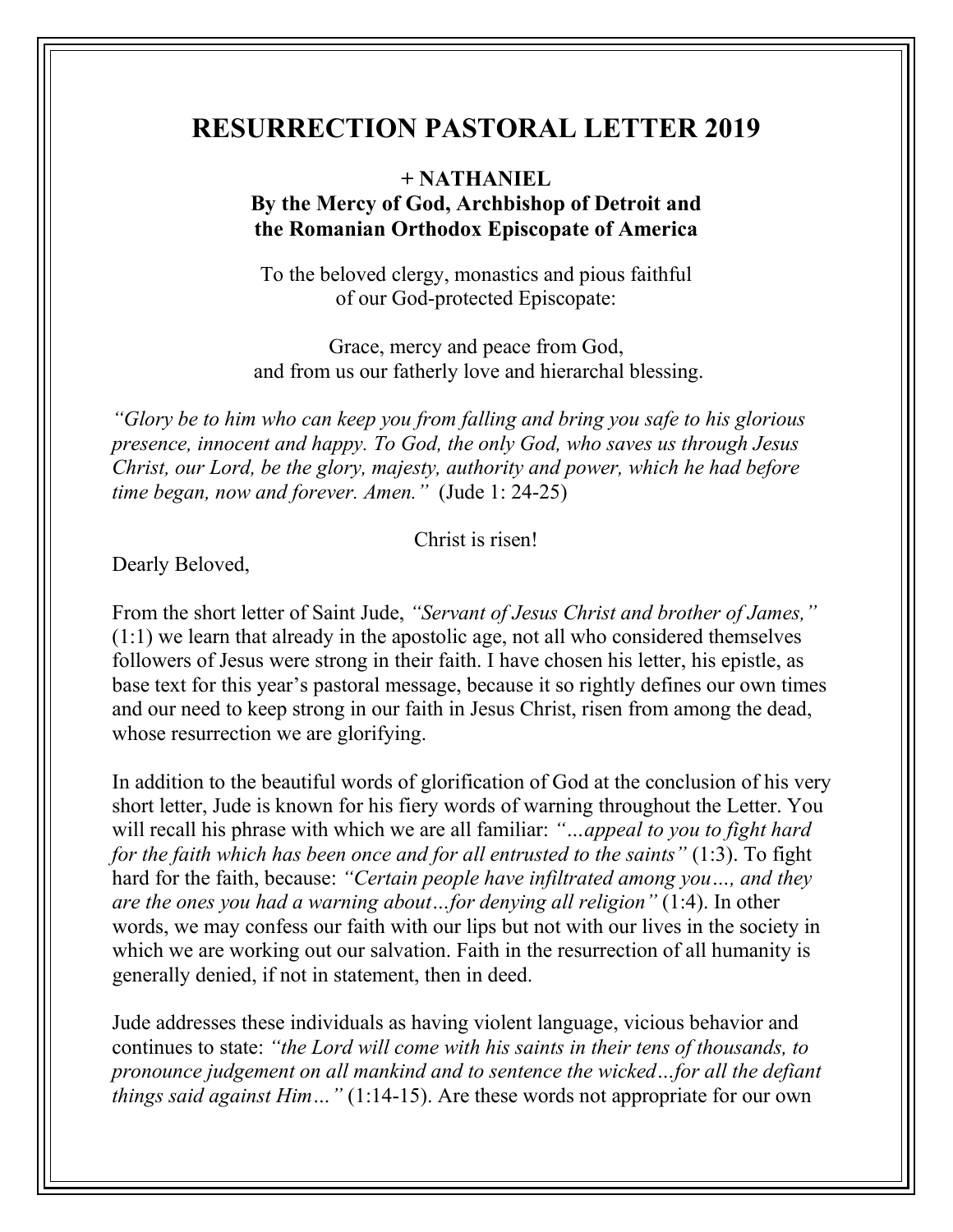# RESURRECTION PASTORAL LETTER 2019

**+ NATHANIEL**
**By the Mercy of God, Archbishop of Detroit and the Romanian Orthodox Episcopate of America**

To the beloved clergy, monastics and pious faithful of our God-protected Episcopate:

Grace, mercy and peace from God, and from us our fatherly love and hierarchal blessing.

*"Glory be to him who can keep you from falling and bring you safe to his glorious presence, innocent and happy. To God, the only God, who saves us through Jesus Christ, our Lord, be the glory, majesty, authority and power, which he had before time began, now and forever. Amen."* (Jude 1: 24-25)

Christ is risen!

Dearly Beloved,

From the short letter of Saint Jude, *"Servant of Jesus Christ and brother of James,"* (1:1) we learn that already in the apostolic age, not all who considered themselves followers of Jesus were strong in their faith. I have chosen his letter, his epistle, as base text for this year's pastoral message, because it so rightly defines our own times and our need to keep strong in our faith in Jesus Christ, risen from among the dead, whose resurrection we are glorifying.

In addition to the beautiful words of glorification of God at the conclusion of his very short letter, Jude is known for his fiery words of warning throughout the Letter. You will recall his phrase with which we are all familiar: *"…appeal to you to fight hard for the faith which has been once and for all entrusted to the saints"* (1:3). To fight hard for the faith, because: *"Certain people have infiltrated among you…, and they are the ones you had a warning about…for denying all religion"* (1:4). In other words, we may confess our faith with our lips but not with our lives in the society in which we are working out our salvation. Faith in the resurrection of all humanity is generally denied, if not in statement, then in deed.

Jude addresses these individuals as having violent language, vicious behavior and continues to state: *"the Lord will come with his saints in their tens of thousands, to pronounce judgement on all mankind and to sentence the wicked…for all the defiant things said against Him…"* (1:14-15). Are these words not appropriate for our own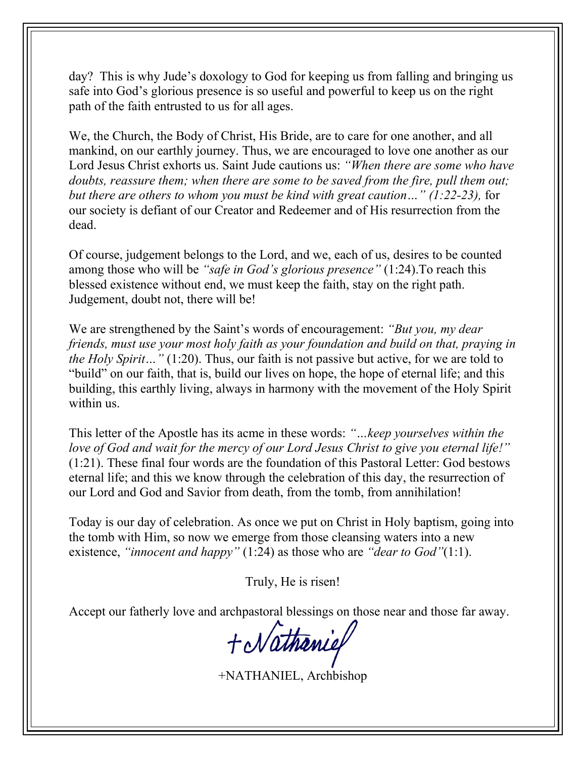day? This is why Jude's doxology to God for keeping us from falling and bringing us safe into God's glorious presence is so useful and powerful to keep us on the right path of the faith entrusted to us for all ages.

We, the Church, the Body of Christ, His Bride, are to care for one another, and all mankind, on our earthly journey. Thus, we are encouraged to love one another as our Lord Jesus Christ exhorts us. Saint Jude cautions us: *"When there are some who have doubts, reassure them; when there are some to be saved from the fire, pull them out; but there are others to whom you must be kind with great caution…" (1:22-23),* for our society is defiant of our Creator and Redeemer and of His resurrection from the dead.

Of course, judgement belongs to the Lord, and we, each of us, desires to be counted among those who will be *"safe in God's glorious presence"* (1:24).To reach this blessed existence without end, we must keep the faith, stay on the right path. Judgement, doubt not, there will be!

We are strengthened by the Saint's words of encouragement: *"But you, my dear friends, must use your most holy faith as your foundation and build on that, praying in the Holy Spirit…"* (1:20). Thus, our faith is not passive but active, for we are told to "build" on our faith, that is, build our lives on hope, the hope of eternal life; and this building, this earthly living, always in harmony with the movement of the Holy Spirit within us.

This letter of the Apostle has its acme in these words: *"…keep yourselves within the love of God and wait for the mercy of our Lord Jesus Christ to give you eternal life!"* (1:21). These final four words are the foundation of this Pastoral Letter: God bestows eternal life; and this we know through the celebration of this day, the resurrection of our Lord and God and Savior from death, from the tomb, from annihilation!

Today is our day of celebration. As once we put on Christ in Holy baptism, going into the tomb with Him, so now we emerge from those cleansing waters into a new existence, *"innocent and happy"* (1:24) as those who are *"dear to God"*(1:1).

Truly, He is risen!

Accept our fatherly love and archpastoral blessings on those near and those far away.

+Nathaniel

+NATHANIEL, Archbishop